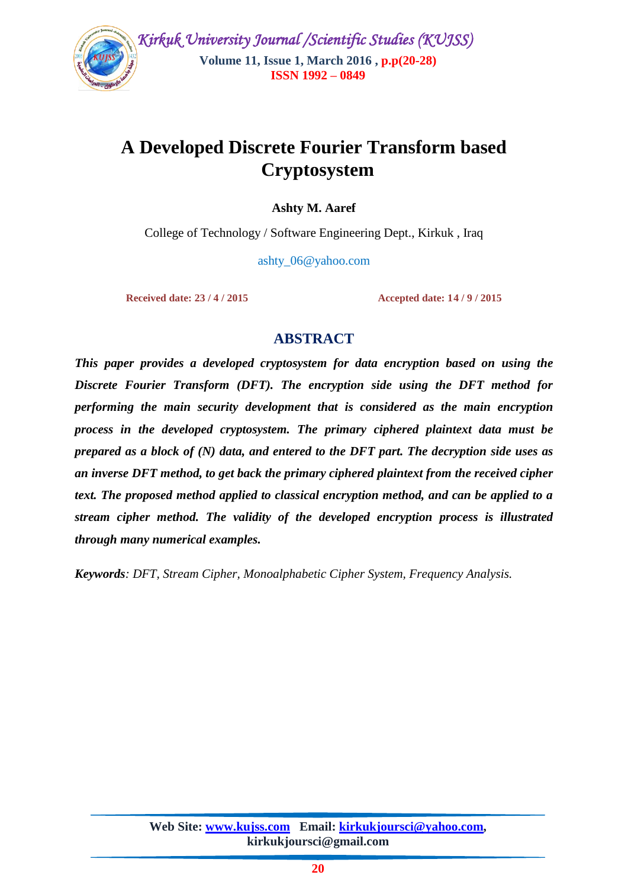# A Developed Discrete Fourier Transform based Cryptosystem

**Ashty M. Aaref**

College of Technology / Software Engineering Dept., Kirkuk , Iraq

ashty_06@yahoo.com

**Received date: 23 / 4 / 2015** **Accepted date: 14 / 9 / 2015**

## ABSTRACT

***This paper provides a developed cryptosystem for data encryption based on using the Discrete Fourier Transform (DFT). The encryption side using the DFT method for performing the main security development that is considered as the main encryption process in the developed cryptosystem. The primary ciphered plaintext data must be prepared as a block of (N) data, and entered to the DFT part. The decryption side uses as an inverse DFT method, to get back the primary ciphered plaintext from the received cipher text. The proposed method applied to classical encryption method, and can be applied to a stream cipher method. The validity of the developed encryption process is illustrated through many numerical examples.***

***Keywords****: DFT, Stream Cipher, Monoalphabetic Cipher System, Frequency Analysis.*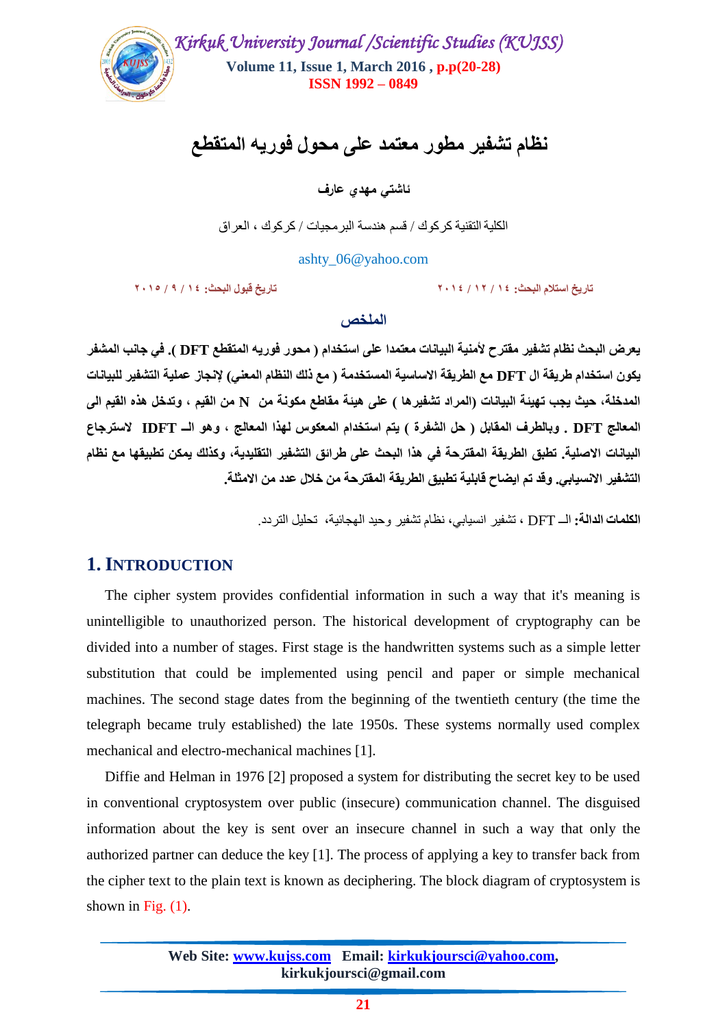# نظام تشفير مطور معتمد على محول فوريه المتقطع

**ئاشتي مهدي عارف**

الكلية التقنية كركوك / قسم هندسة البرمجيات / كركوك ، العراق

ashty_06@yahoo.com

تاريخ استلام البحث: ١٤ / ١٢ / ٢٠١٤ &nbsp;&nbsp;&nbsp;&nbsp; تاريخ قبول البحث: ١٤ / ٩ / ٢٠١٥

## الملخص

**يعرض البحث نظام تشفير مقترح لأمنية البيانات معتمدا على استخدام ( محور فوريه المتقطع DFT ). في جانب المشفر يكون استخدام طريقة ال DFT مع الطريقة الاساسية المستخدمة ( مع ذلك النظام المعني) لإنجاز عملية التشفير للبيانات المدخلة، حيث يجب تهيئة البيانات (المراد تشفيرها ) على هيئة مقاطع مكونة من N من القيم ، وتدخل هذه القيم الى المعالج DFT . وبالطرف المقابل ( حل الشفرة ) يتم استخدام المعكوس لهذا المعالج ، وهو الــ IDFT لاسترجاع البيانات الاصلية. تطبق الطريقة المقترحة في هذا البحث على طرائق التشفير التقليدية، وكذلك يمكن تطبيقها مع نظام التشفير الانسيابي. وقد تم ايضاح قابلية تطبيق الطريقة المقترحة من خلال عدد من الامثلة.**

**الكلمات الدالة:** الــ DFT ، تشفير انسيابي، نظام تشفير وحيد الهجائية، تحليل التردد.

## 1. Introduction

The cipher system provides confidential information in such a way that it's meaning is unintelligible to unauthorized person. The historical development of cryptography can be divided into a number of stages. First stage is the handwritten systems such as a simple letter substitution that could be implemented using pencil and paper or simple mechanical machines. The second stage dates from the beginning of the twentieth century (the time the telegraph became truly established) the late 1950s. These systems normally used complex mechanical and electro-mechanical machines [1].

Diffie and Helman in 1976 [2] proposed a system for distributing the secret key to be used in conventional cryptosystem over public (insecure) communication channel. The disguised information about the key is sent over an insecure channel in such a way that only the authorized partner can deduce the key [1]. The process of applying a key to transfer back from the cipher text to the plain text is known as deciphering. The block diagram of cryptosystem is shown in Fig. (1).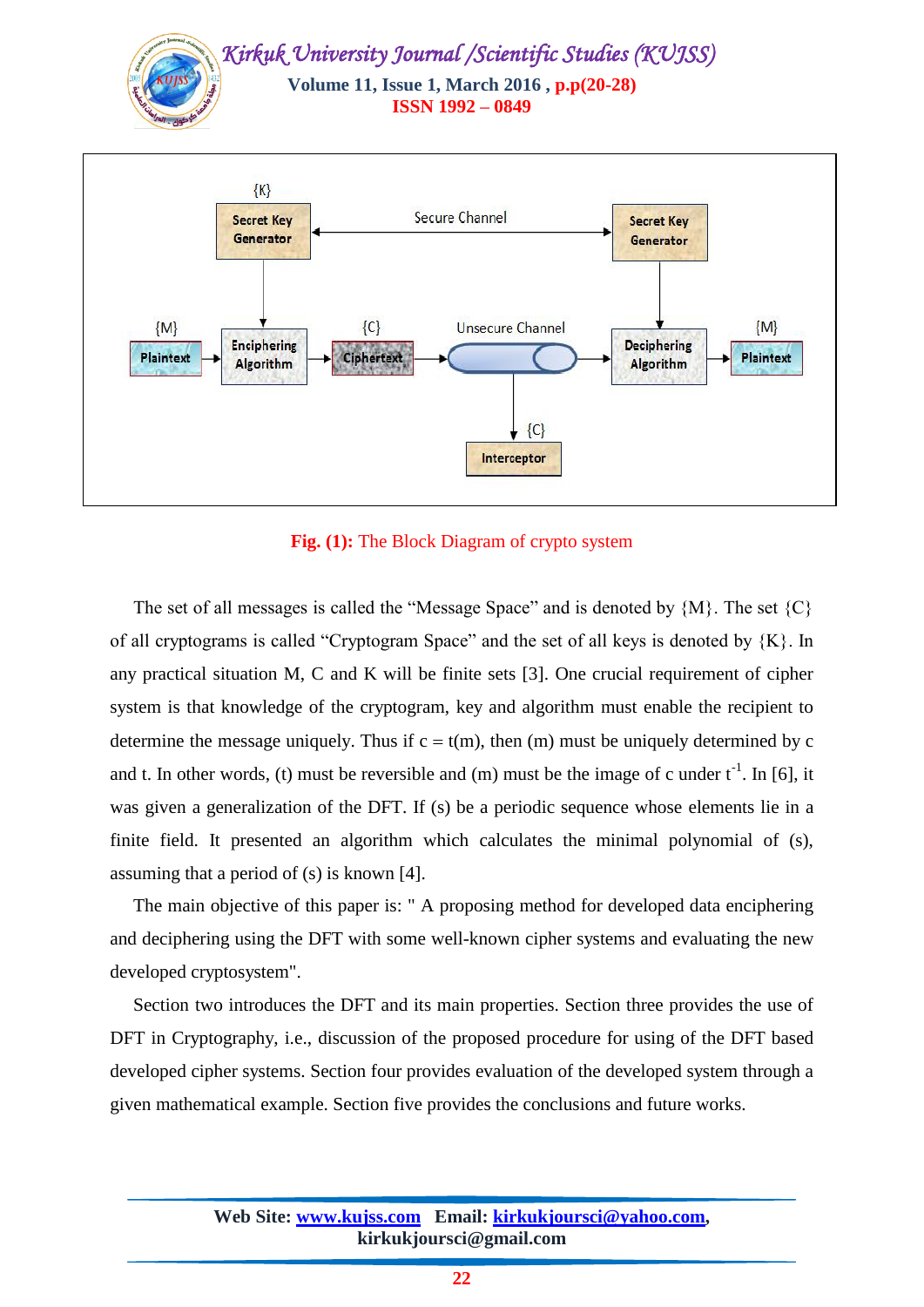**Fig. (1):** The Block Diagram of crypto system

The set of all messages is called the "Message Space" and is denoted by {M}. The set {C} of all cryptograms is called "Cryptogram Space" and the set of all keys is denoted by {K}. In any practical situation M, C and K will be finite sets [3]. One crucial requirement of cipher system is that knowledge of the cryptogram, key and algorithm must enable the recipient to determine the message uniquely. Thus if c = t(m), then (m) must be uniquely determined by c and t. In other words, (t) must be reversible and (m) must be the image of c under $t^{-1}$. In [6], it was given a generalization of the DFT. If (s) be a periodic sequence whose elements lie in a finite field. It presented an algorithm which calculates the minimal polynomial of (s), assuming that a period of (s) is known [4].

The main objective of this paper is: " A proposing method for developed data enciphering and deciphering using the DFT with some well-known cipher systems and evaluating the new developed cryptosystem".

Section two introduces the DFT and its main properties. Section three provides the use of DFT in Cryptography, i.e., discussion of the proposed procedure for using of the DFT based developed cipher systems. Section four provides evaluation of the developed system through a given mathematical example. Section five provides the conclusions and future works.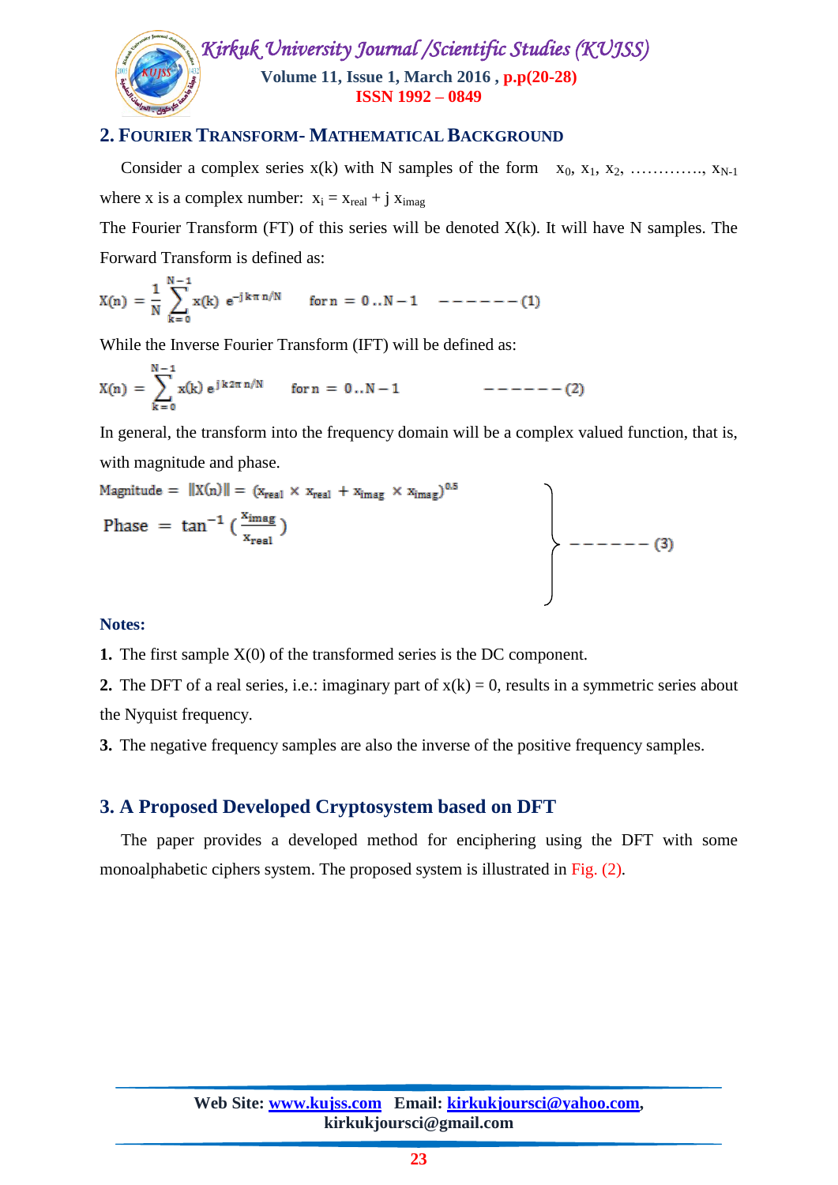## 2. Fourier Transform- Mathematical Background

Consider a complex series x(k) with N samples of the form $x_0, x_1, x_2, \ldots\ldots\ldots\ldots, x_{N-1}$ where x is a complex number: $x_i = x_{real} + j\, x_{imag}$

The Fourier Transform (FT) of this series will be denoted X(k). It will have N samples. The Forward Transform is defined as:

$$X(n) = \frac{1}{N}\sum_{k=0}^{N-1} x(k)\; e^{-jk\pi n/N} \qquad \text{for } n = 0..N-1 \qquad ------(1)$$

While the Inverse Fourier Transform (IFT) will be defined as:

$$X(n) = \sum_{k=0}^{N-1} x(k)\; e^{jk2\pi n/N} \qquad \text{for } n = 0..N-1 \qquad ------(2)$$

In general, the transform into the frequency domain will be a complex valued function, that is, with magnitude and phase.

$$\left.\begin{aligned} \text{Magnitude} &= \|X(n)\| = (x_{real} \times x_{real} + x_{imag} \times x_{imag})^{0.5} \\ \text{Phase} &= \tan^{-1}\left(\frac{x_{imag}}{x_{real}}\right) \end{aligned}\right\} ------(3)$$

**Notes:**

**1.** The first sample X(0) of the transformed series is the DC component.

**2.** The DFT of a real series, i.e.: imaginary part of x(k) = 0, results in a symmetric series about the Nyquist frequency.

**3.** The negative frequency samples are also the inverse of the positive frequency samples.

## 3. A Proposed Developed Cryptosystem based on DFT

The paper provides a developed method for enciphering using the DFT with some monoalphabetic ciphers system. The proposed system is illustrated in Fig. (2).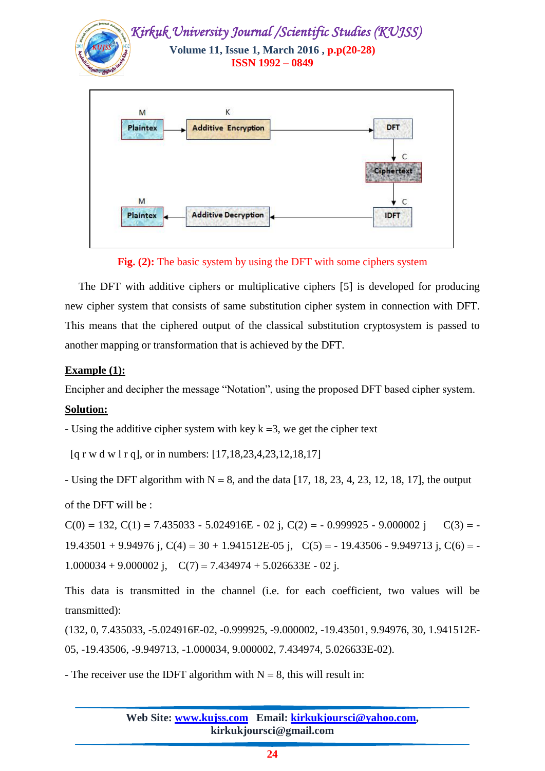Fig. (2): The basic system by using the DFT with some ciphers system

The DFT with additive ciphers or multiplicative ciphers [5] is developed for producing new cipher system that consists of same substitution cipher system in connection with DFT. This means that the ciphered output of the classical substitution cryptosystem is passed to another mapping or transformation that is achieved by the DFT.

**Example (1):**

Encipher and decipher the message "Notation", using the proposed DFT based cipher system.

**Solution:**

- Using the additive cipher system with key k =3, we get the cipher text

[q r w d w l r q], or in numbers: [17,18,23,4,23,12,18,17]

- Using the DFT algorithm with N = 8, and the data [17, 18, 23, 4, 23, 12, 18, 17], the output of the DFT will be :

C(0) = 132, C(1) = 7.435033 - 5.024916E - 02 j, C(2) = - 0.999925 - 9.000002 j C(3) = - 19.43501 + 9.94976 j, C(4) = 30 + 1.941512E-05 j, C(5) = - 19.43506 - 9.949713 j, C(6) = - 1.000034 + 9.000002 j, C(7) = 7.434974 + 5.026633E - 02 j.

This data is transmitted in the channel (i.e. for each coefficient, two values will be transmitted):

(132, 0, 7.435033, -5.024916E-02, -0.999925, -9.000002, -19.43501, 9.94976, 30, 1.941512E-05, -19.43506, -9.949713, -1.000034, 9.000002, 7.434974, 5.026633E-02).

- The receiver use the IDFT algorithm with N = 8, this will result in: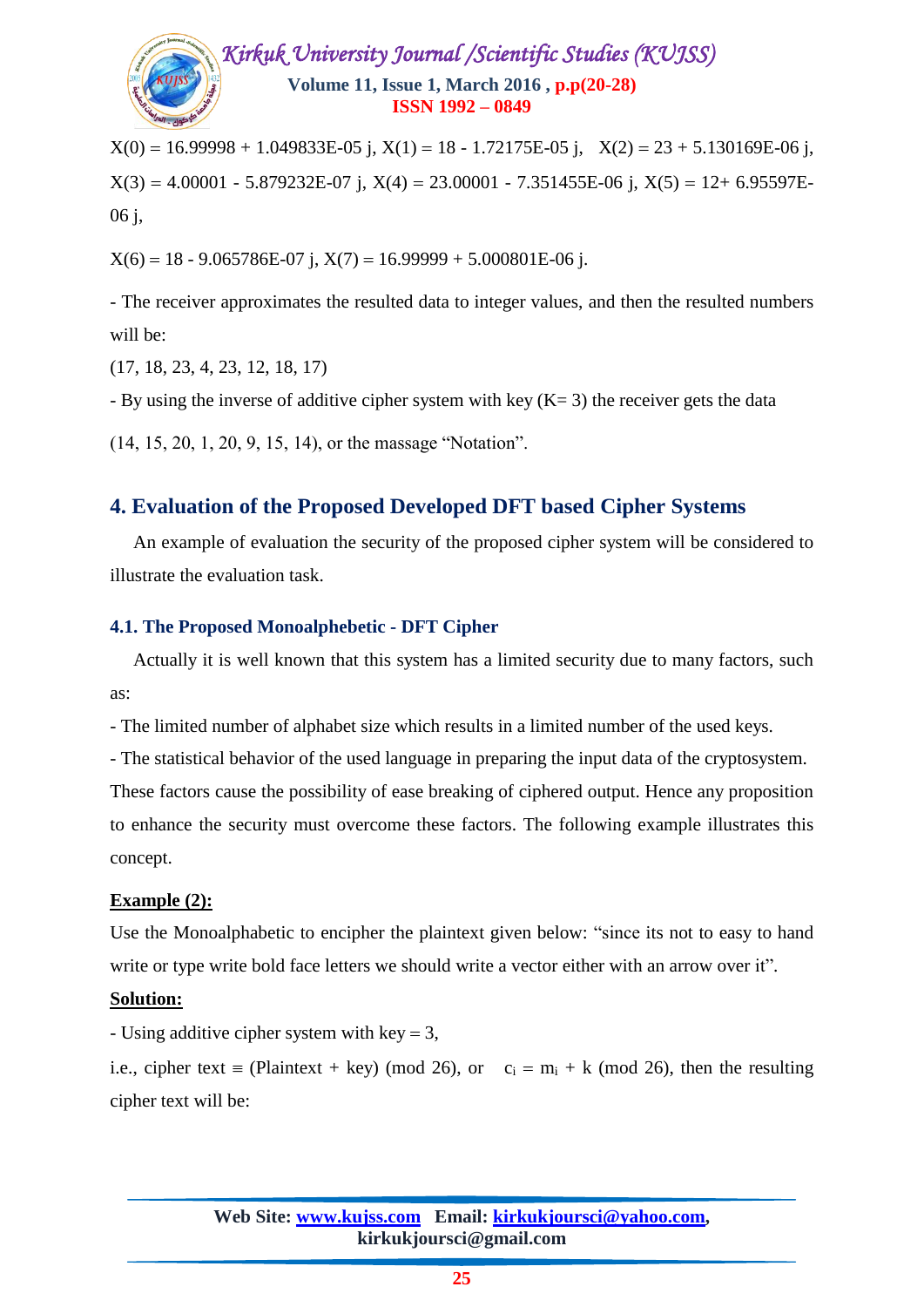$X(0) = 16.99998 + 1.049833E\text{-}05\ j$, $X(1) = 18 - 1.72175E\text{-}05\ j$, $X(2) = 23 + 5.130169E\text{-}06\ j$, $X(3) = 4.00001 - 5.879232E\text{-}07\ j$, $X(4) = 23.00001 - 7.351455E\text{-}06\ j$, $X(5) = 12 + 6.95597E\text{-}06\ j$,

$X(6) = 18 - 9.065786E\text{-}07\ j$, $X(7) = 16.99999 + 5.000801E\text{-}06\ j$.

- The receiver approximates the resulted data to integer values, and then the resulted numbers will be:

(17, 18, 23, 4, 23, 12, 18, 17)

- By using the inverse of additive cipher system with key (K= 3) the receiver gets the data

(14, 15, 20, 1, 20, 9, 15, 14), or the massage "Notation".

## 4. Evaluation of the Proposed Developed DFT based Cipher Systems

An example of evaluation the security of the proposed cipher system will be considered to illustrate the evaluation task.

### 4.1. The Proposed Monoalphebetic - DFT Cipher

Actually it is well known that this system has a limited security due to many factors, such as:

- The limited number of alphabet size which results in a limited number of the used keys.
- The statistical behavior of the used language in preparing the input data of the cryptosystem.

These factors cause the possibility of ease breaking of ciphered output. Hence any proposition to enhance the security must overcome these factors. The following example illustrates this concept.

**Example (2):**

Use the Monoalphabetic to encipher the plaintext given below: "since its not to easy to hand write or type write bold face letters we should write a vector either with an arrow over it".

**Solution:**

- Using additive cipher system with key = 3,

i.e., cipher text ≡ (Plaintext + key) (mod 26), or $c_i = m_i + k \pmod{26}$, then the resulting cipher text will be: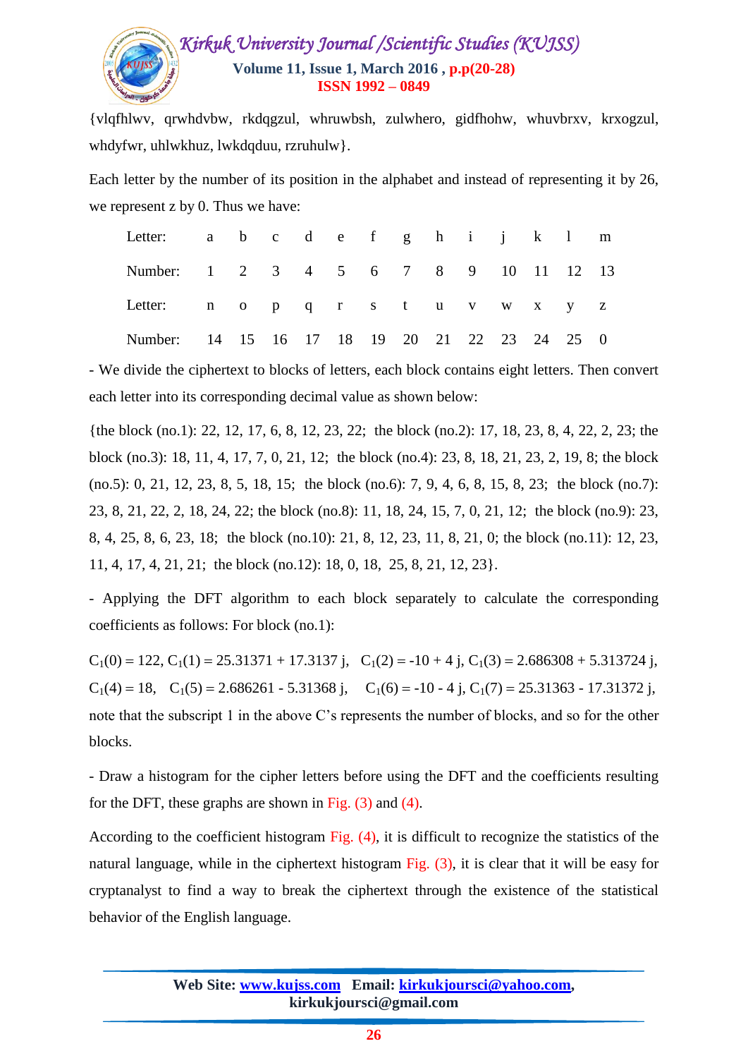{vlqfhlwv, qrwhdvbw, rkdqgzul, whruwbsh, zulwhero, gidfhohw, whuvbrxv, krxogzul, whdyfwr, uhlwkhuz, lwkdqduu, rzruhulw}.

Each letter by the number of its position in the alphabet and instead of representing it by 26, we represent z by 0. Thus we have:

| Letter: | a | b | c | d | e | f | g | h | i | j | k | l | m |
|---|---|---|---|---|---|---|---|---|---|---|---|---|---|
| Number: | 1 | 2 | 3 | 4 | 5 | 6 | 7 | 8 | 9 | 10 | 11 | 12 | 13 |
| Letter: | n | o | p | q | r | s | t | u | v | w | x | y | z |
| Number: | 14 | 15 | 16 | 17 | 18 | 19 | 20 | 21 | 22 | 23 | 24 | 25 | 0 |

- We divide the ciphertext to blocks of letters, each block contains eight letters. Then convert each letter into its corresponding decimal value as shown below:

{the block (no.1): 22, 12, 17, 6, 8, 12, 23, 22; the block (no.2): 17, 18, 23, 8, 4, 22, 2, 23; the block (no.3): 18, 11, 4, 17, 7, 0, 21, 12; the block (no.4): 23, 8, 18, 21, 23, 2, 19, 8; the block (no.5): 0, 21, 12, 23, 8, 5, 18, 15; the block (no.6): 7, 9, 4, 6, 8, 15, 8, 23; the block (no.7): 23, 8, 21, 22, 2, 18, 24, 22; the block (no.8): 11, 18, 24, 15, 7, 0, 21, 12; the block (no.9): 23, 8, 4, 25, 8, 6, 23, 18; the block (no.10): 21, 8, 12, 23, 11, 8, 21, 0; the block (no.11): 12, 23, 11, 4, 17, 4, 21, 21; the block (no.12): 18, 0, 18, 25, 8, 21, 12, 23}.

- Applying the DFT algorithm to each block separately to calculate the corresponding coefficients as follows: For block (no.1):

$C_1(0) = 122$, $C_1(1) = 25.31371 + 17.3137\,j$, $C_1(2) = -10 + 4\,j$, $C_1(3) = 2.686308 + 5.313724\,j$, $C_1(4) = 18$, $C_1(5) = 2.686261 - 5.31368\,j$, $C_1(6) = -10 - 4\,j$, $C_1(7) = 25.31363 - 17.31372\,j$, note that the subscript 1 in the above C's represents the number of blocks, and so for the other blocks.

- Draw a histogram for the cipher letters before using the DFT and the coefficients resulting for the DFT, these graphs are shown in Fig. (3) and (4).

According to the coefficient histogram Fig. (4), it is difficult to recognize the statistics of the natural language, while in the ciphertext histogram Fig. (3), it is clear that it will be easy for cryptanalyst to find a way to break the ciphertext through the existence of the statistical behavior of the English language.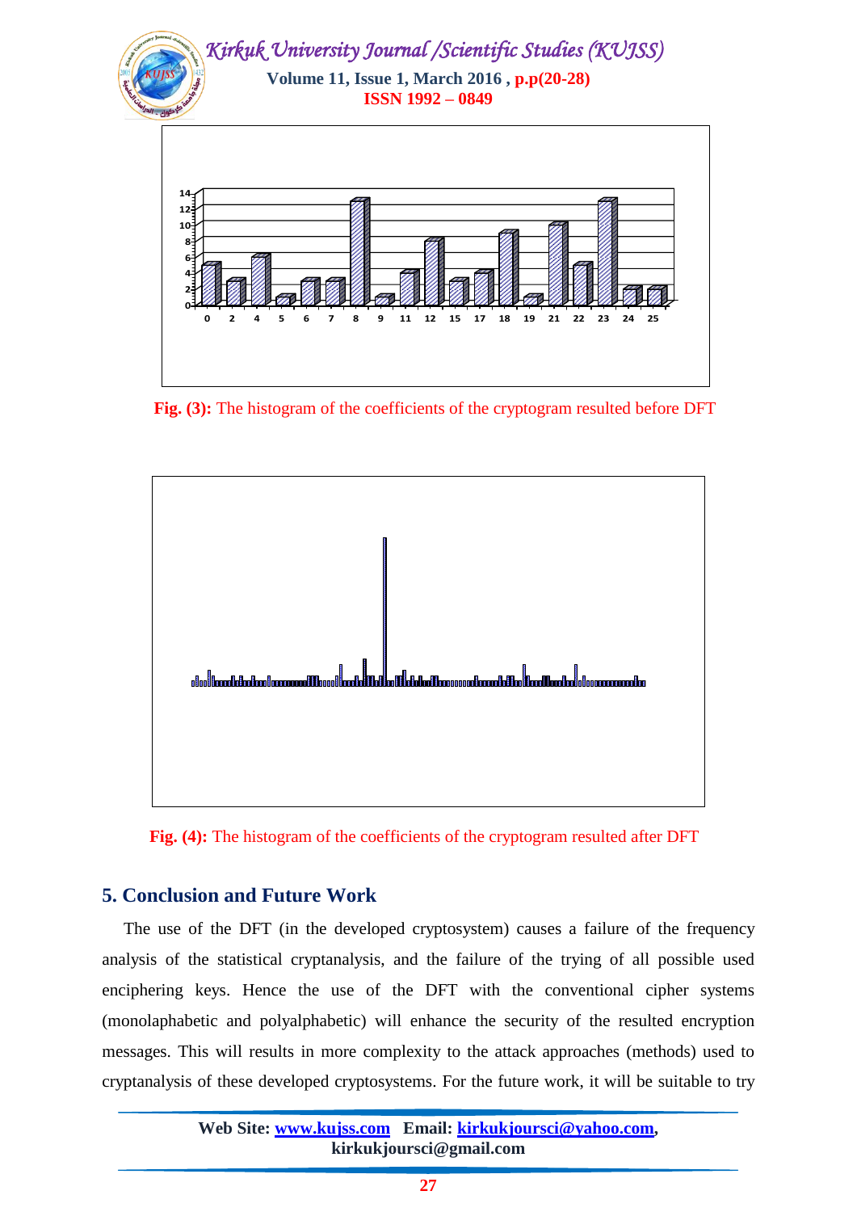Fig. (3): The histogram of the coefficients of the cryptogram resulted before DFT

Fig. (4): The histogram of the coefficients of the cryptogram resulted after DFT

## 5. Conclusion and Future Work

The use of the DFT (in the developed cryptosystem) causes a failure of the frequency analysis of the statistical cryptanalysis, and the failure of the trying of all possible used enciphering keys. Hence the use of the DFT with the conventional cipher systems (monolaphabetic and polyalphabetic) will enhance the security of the resulted encryption messages. This will results in more complexity to the attack approaches (methods) used to cryptanalysis of these developed cryptosystems. For the future work, it will be suitable to try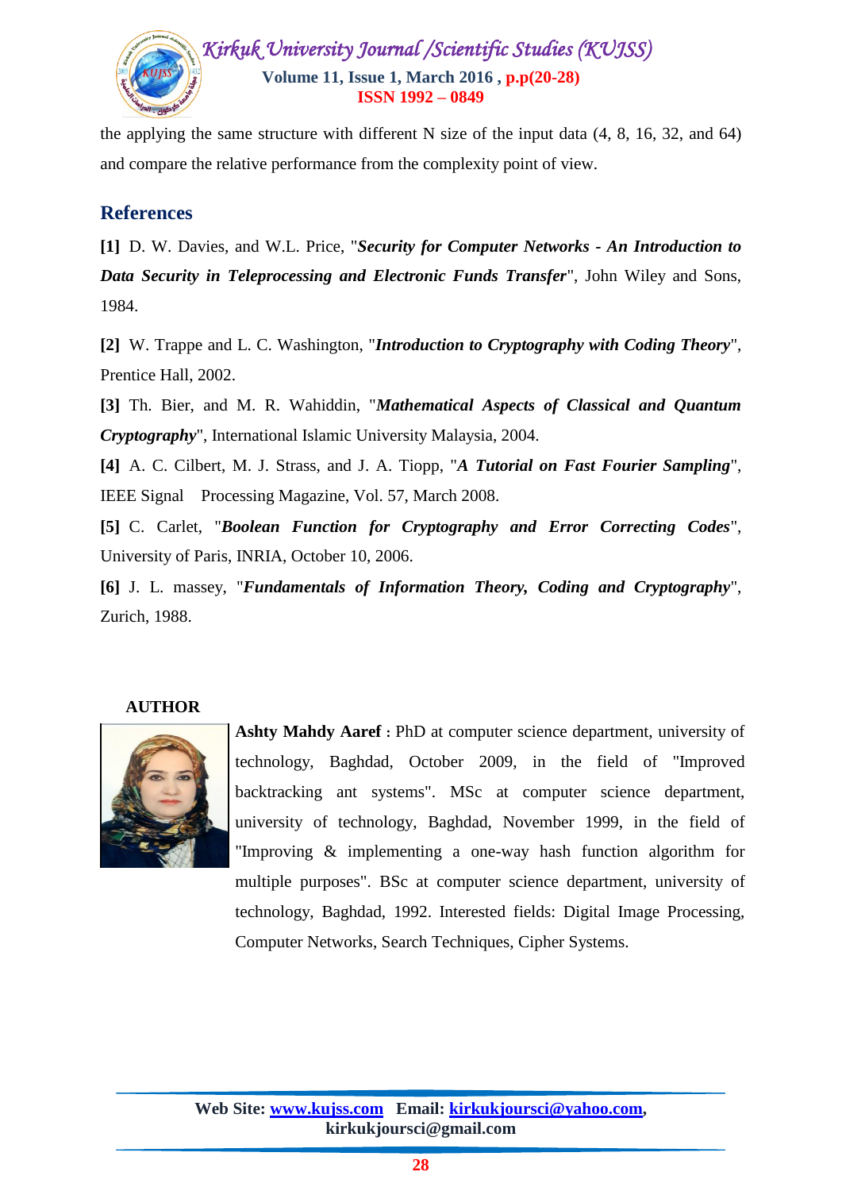the applying the same structure with different N size of the input data (4, 8, 16, 32, and 64) and compare the relative performance from the complexity point of view.

## References

**[1]** D. W. Davies, and W.L. Price, "***Security for Computer Networks - An Introduction to Data Security in Teleprocessing and Electronic Funds Transfer***", John Wiley and Sons, 1984.

**[2]** W. Trappe and L. C. Washington, "***Introduction to Cryptography with Coding Theory***", Prentice Hall, 2002.

**[3]** Th. Bier, and M. R. Wahiddin, "***Mathematical Aspects of Classical and Quantum Cryptography***", International Islamic University Malaysia, 2004.

**[4]** A. C. Cilbert, M. J. Strass, and J. A. Tiopp, "***A Tutorial on Fast Fourier Sampling***", IEEE Signal Processing Magazine, Vol. 57, March 2008.

**[5]** C. Carlet, "***Boolean Function for Cryptography and Error Correcting Codes***", University of Paris, INRIA, October 10, 2006.

**[6]** J. L. massey, "***Fundamentals of Information Theory, Coding and Cryptography***", Zurich, 1988.

**AUTHOR**

**Ashty Mahdy Aaref :** PhD at computer science department, university of technology, Baghdad, October 2009, in the field of "Improved backtracking ant systems". MSc at computer science department, university of technology, Baghdad, November 1999, in the field of "Improving & implementing a one-way hash function algorithm for multiple purposes". BSc at computer science department, university of technology, Baghdad, 1992. Interested fields: Digital Image Processing, Computer Networks, Search Techniques, Cipher Systems.